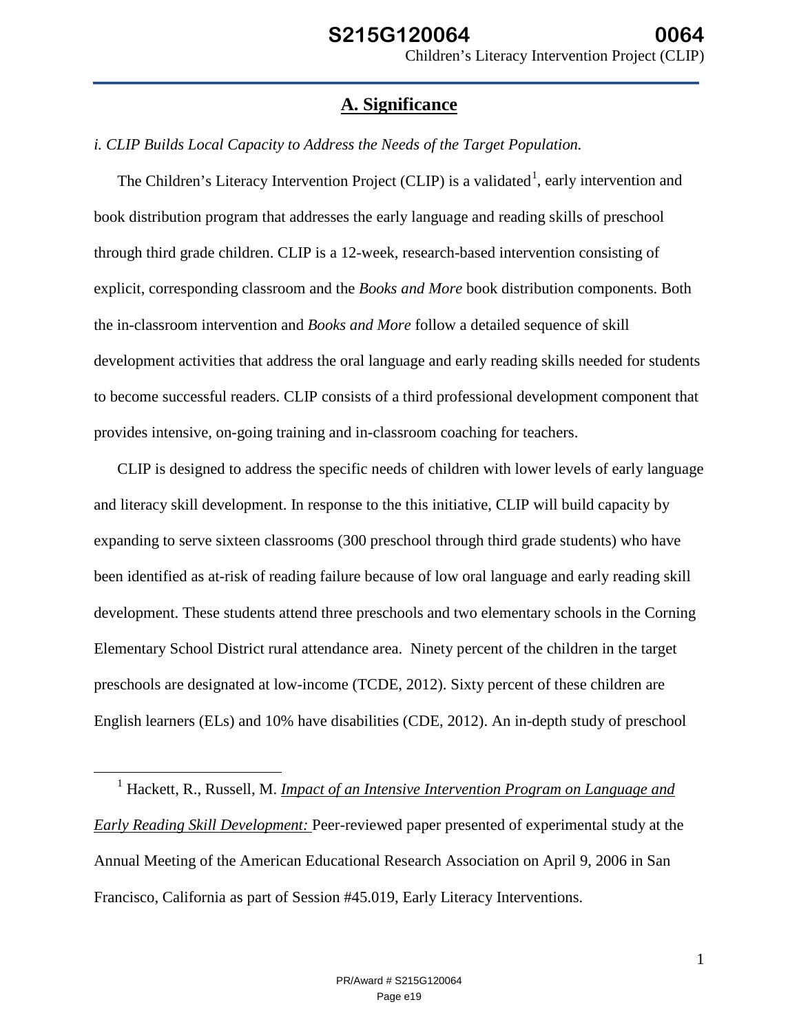## A. Significance

*i. CLIP Builds Local Capacity to Address the Needs of the Target Population.*

The Children's Literacy Intervention Project (CLIP) is a validated[1], early intervention and book distribution program that addresses the early language and reading skills of preschool through third grade children. CLIP is a 12-week, research-based intervention consisting of explicit, corresponding classroom and the *Books and More* book distribution components. Both the in-classroom intervention and *Books and More* follow a detailed sequence of skill development activities that address the oral language and early reading skills needed for students to become successful readers. CLIP consists of a third professional development component that provides intensive, on-going training and in-classroom coaching for teachers.

CLIP is designed to address the specific needs of children with lower levels of early language and literacy skill development. In response to the this initiative, CLIP will build capacity by expanding to serve sixteen classrooms (300 preschool through third grade students) who have been identified as at-risk of reading failure because of low oral language and early reading skill development. These students attend three preschools and two elementary schools in the Corning Elementary School District rural attendance area. Ninety percent of the children in the target preschools are designated at low-income (TCDE, 2012). Sixty percent of these children are English learners (ELs) and 10% have disabilities (CDE, 2012). An in-depth study of preschool

[1] Hackett, R., Russell, M. *Impact of an Intensive Intervention Program on Language and Early Reading Skill Development:* Peer-reviewed paper presented of experimental study at the Annual Meeting of the American Educational Research Association on April 9, 2006 in San Francisco, California as part of Session #45.019, Early Literacy Interventions.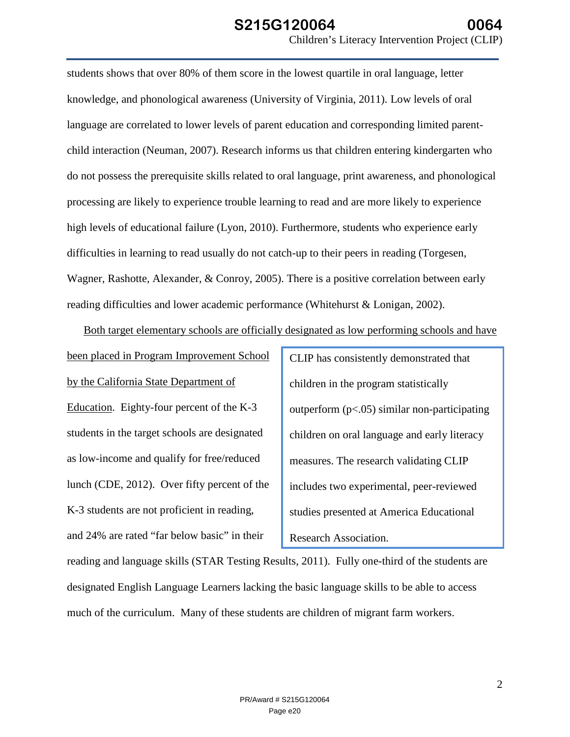students shows that over 80% of them score in the lowest quartile in oral language, letter knowledge, and phonological awareness (University of Virginia, 2011). Low levels of oral language are correlated to lower levels of parent education and corresponding limited parent-child interaction (Neuman, 2007). Research informs us that children entering kindergarten who do not possess the prerequisite skills related to oral language, print awareness, and phonological processing are likely to experience trouble learning to read and are more likely to experience high levels of educational failure (Lyon, 2010). Furthermore, students who experience early difficulties in learning to read usually do not catch-up to their peers in reading (Torgesen, Wagner, Rashotte, Alexander, & Conroy, 2005). There is a positive correlation between early reading difficulties and lower academic performance (Whitehurst & Lonigan, 2002).

<u>Both target elementary schools are officially designated as low performing schools and have been placed in Program Improvement School by the California State Department of Education</u>. Eighty-four percent of the K-3 students in the target schools are designated as low-income and qualify for free/reduced lunch (CDE, 2012). Over fifty percent of the K-3 students are not proficient in reading, and 24% are rated "far below basic" in their reading and language skills (STAR Testing Results, 2011). Fully one-third of the students are designated English Language Learners lacking the basic language skills to be able to access much of the curriculum. Many of these students are children of migrant farm workers.

> CLIP has consistently demonstrated that children in the program statistically outperform ($p<.05$) similar non-participating children on oral language and early literacy measures. The research validating CLIP includes two experimental, peer-reviewed studies presented at America Educational Research Association.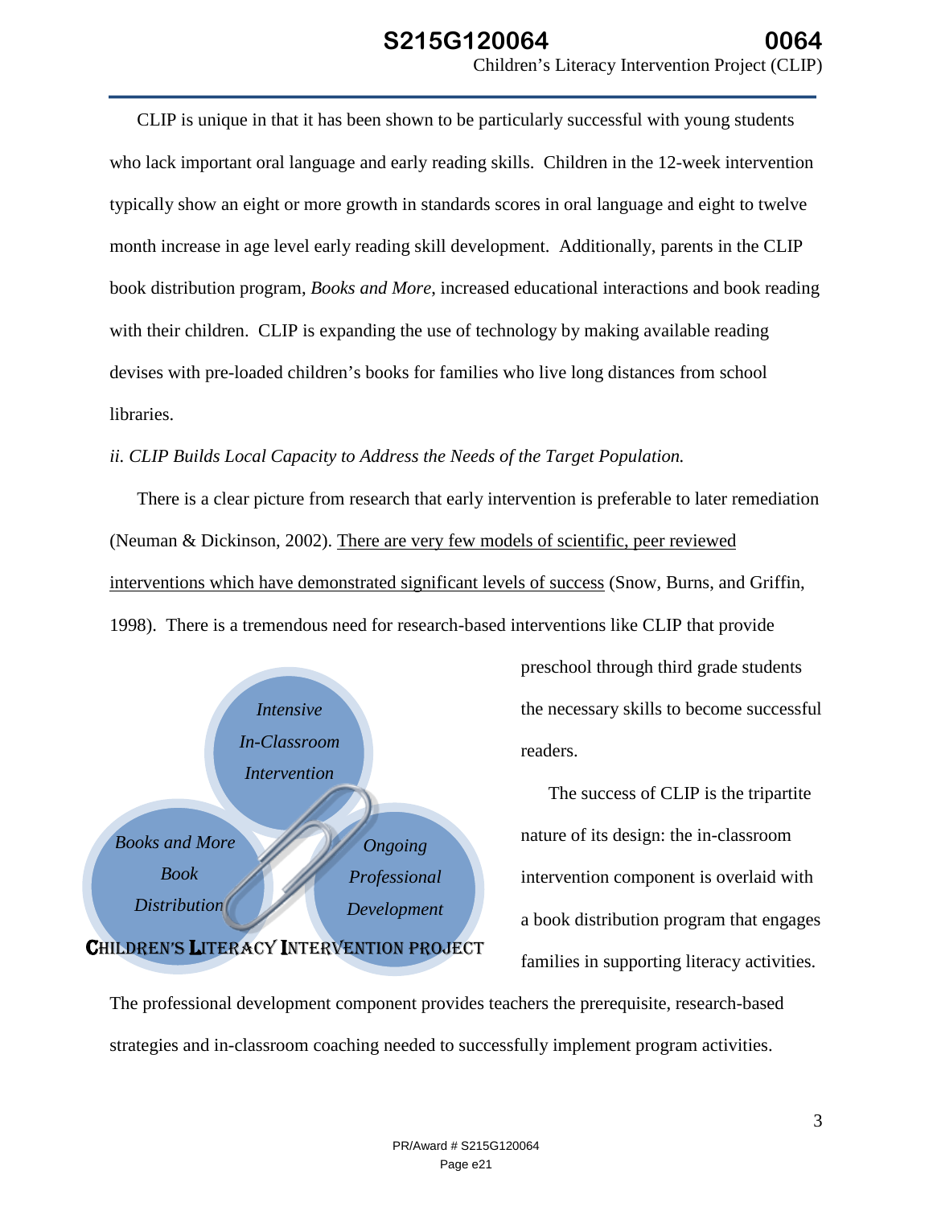CLIP is unique in that it has been shown to be particularly successful with young students who lack important oral language and early reading skills. Children in the 12-week intervention typically show an eight or more growth in standards scores in oral language and eight to twelve month increase in age level early reading skill development. Additionally, parents in the CLIP book distribution program, *Books and More*, increased educational interactions and book reading with their children. CLIP is expanding the use of technology by making available reading devises with pre-loaded children's books for families who live long distances from school libraries.

*ii. CLIP Builds Local Capacity to Address the Needs of the Target Population.*

There is a clear picture from research that early intervention is preferable to later remediation (Neuman & Dickinson, 2002). <u>There are very few models of scientific, peer reviewed interventions which have demonstrated significant levels of success</u> (Snow, Burns, and Griffin, 1998). There is a tremendous need for research-based interventions like CLIP that provide preschool through third grade students the necessary skills to become successful readers.

*Intensive In-Classroom Intervention*

*Books and More Book Distribution*

*Ongoing Professional Development*

CHILDREN'S LITERACY INTERVENTION PROJECT

The success of CLIP is the tripartite nature of its design: the in-classroom intervention component is overlaid with a book distribution program that engages families in supporting literacy activities. The professional development component provides teachers the prerequisite, research-based strategies and in-classroom coaching needed to successfully implement program activities.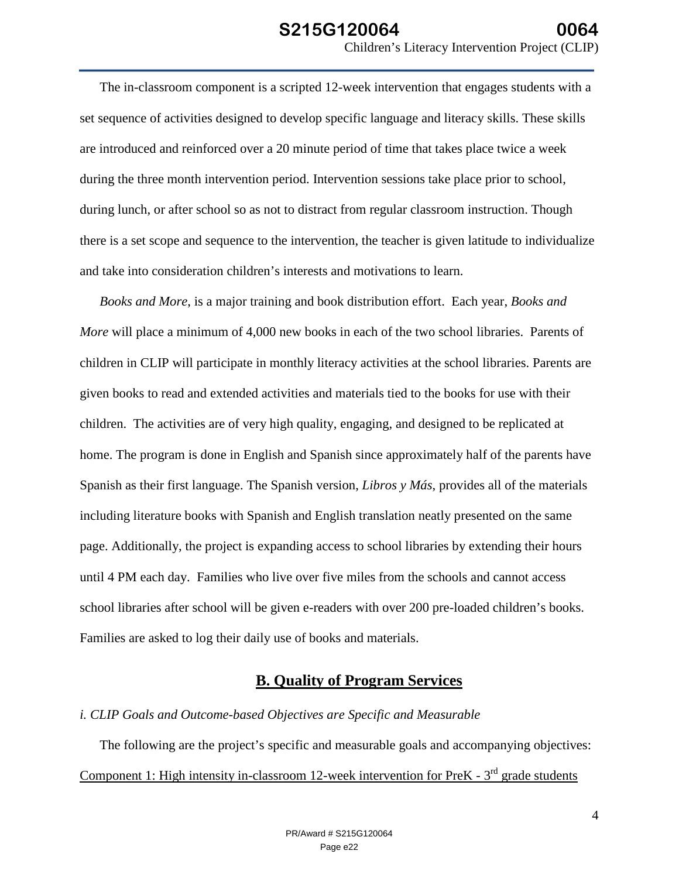The in-classroom component is a scripted 12-week intervention that engages students with a set sequence of activities designed to develop specific language and literacy skills. These skills are introduced and reinforced over a 20 minute period of time that takes place twice a week during the three month intervention period. Intervention sessions take place prior to school, during lunch, or after school so as not to distract from regular classroom instruction. Though there is a set scope and sequence to the intervention, the teacher is given latitude to individualize and take into consideration children's interests and motivations to learn.

*Books and More*, is a major training and book distribution effort. Each year, *Books and More* will place a minimum of 4,000 new books in each of the two school libraries. Parents of children in CLIP will participate in monthly literacy activities at the school libraries. Parents are given books to read and extended activities and materials tied to the books for use with their children. The activities are of very high quality, engaging, and designed to be replicated at home. The program is done in English and Spanish since approximately half of the parents have Spanish as their first language. The Spanish version, *Libros y Más*, provides all of the materials including literature books with Spanish and English translation neatly presented on the same page. Additionally, the project is expanding access to school libraries by extending their hours until 4 PM each day. Families who live over five miles from the schools and cannot access school libraries after school will be given e-readers with over 200 pre-loaded children's books. Families are asked to log their daily use of books and materials.

## B. Quality of Program Services

*i. CLIP Goals and Outcome-based Objectives are Specific and Measurable*

The following are the project's specific and measurable goals and accompanying objectives:

Component 1: High intensity in-classroom 12-week intervention for PreK - 3rd grade students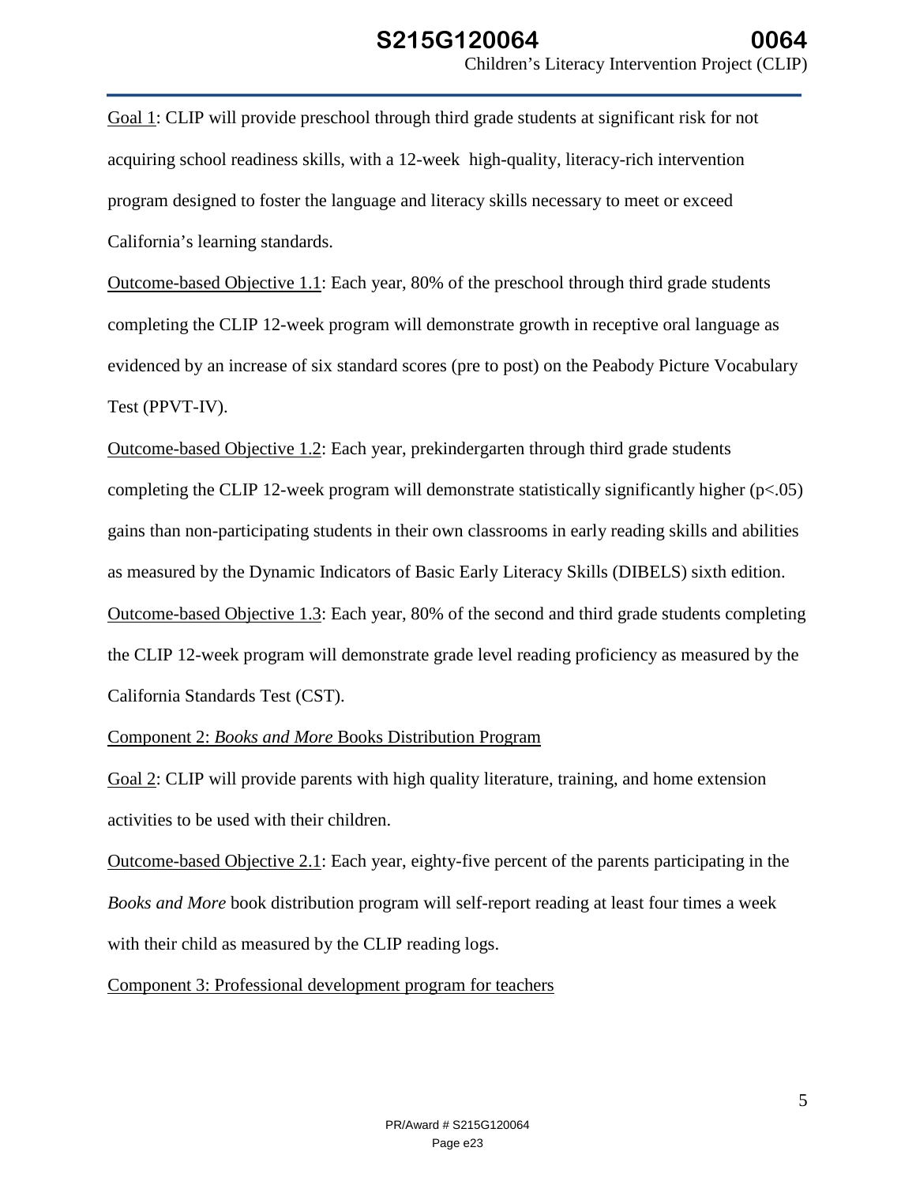Goal 1: CLIP will provide preschool through third grade students at significant risk for not acquiring school readiness skills, with a 12-week high-quality, literacy-rich intervention program designed to foster the language and literacy skills necessary to meet or exceed California's learning standards.

Outcome-based Objective 1.1: Each year, 80% of the preschool through third grade students completing the CLIP 12-week program will demonstrate growth in receptive oral language as evidenced by an increase of six standard scores (pre to post) on the Peabody Picture Vocabulary Test (PPVT-IV).

Outcome-based Objective 1.2: Each year, prekindergarten through third grade students completing the CLIP 12-week program will demonstrate statistically significantly higher ($p<.05$) gains than non-participating students in their own classrooms in early reading skills and abilities as measured by the Dynamic Indicators of Basic Early Literacy Skills (DIBELS) sixth edition.

Outcome-based Objective 1.3: Each year, 80% of the second and third grade students completing the CLIP 12-week program will demonstrate grade level reading proficiency as measured by the California Standards Test (CST).

Component 2: *Books and More* Books Distribution Program

Goal 2: CLIP will provide parents with high quality literature, training, and home extension activities to be used with their children.

Outcome-based Objective 2.1: Each year, eighty-five percent of the parents participating in the *Books and More* book distribution program will self-report reading at least four times a week with their child as measured by the CLIP reading logs.

Component 3: Professional development program for teachers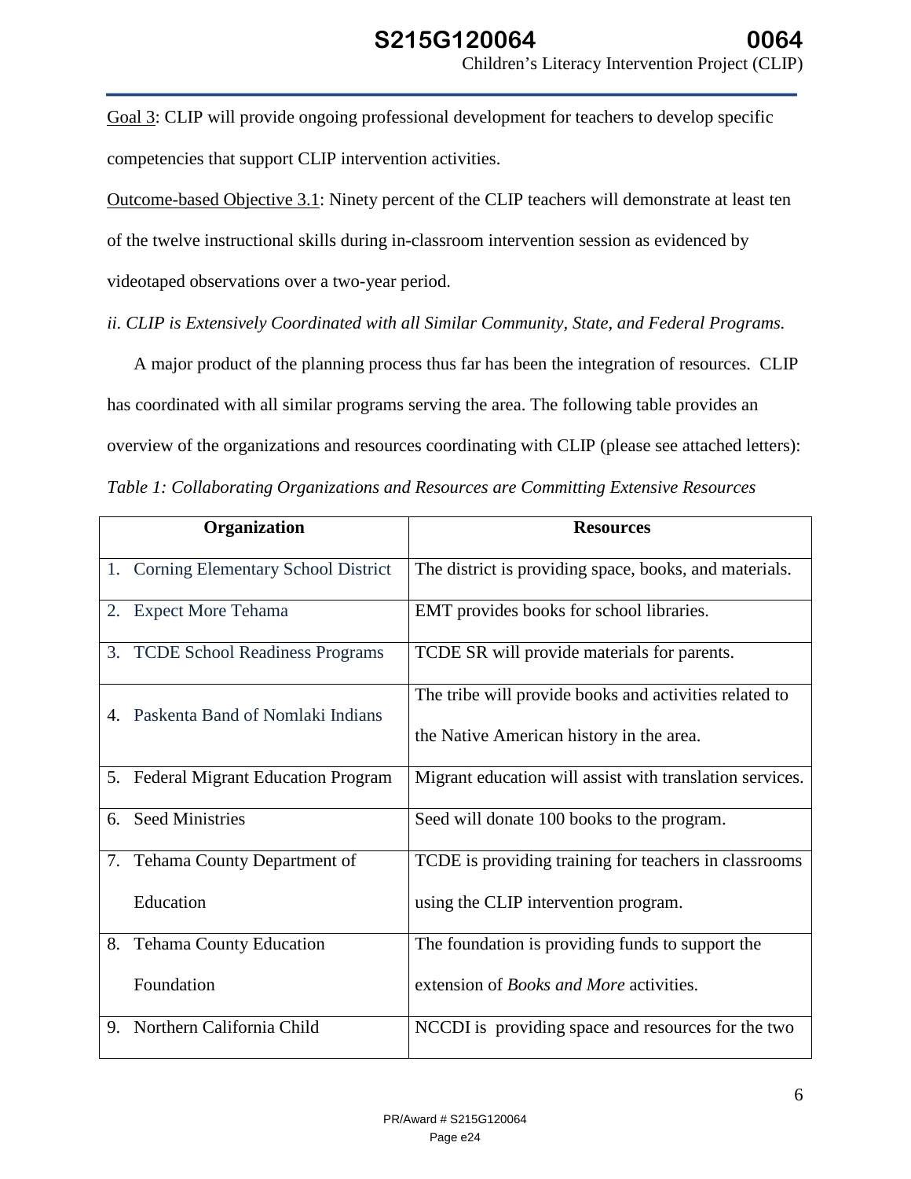<u>Goal 3</u>: CLIP will provide ongoing professional development for teachers to develop specific competencies that support CLIP intervention activities.

<u>Outcome-based Objective 3.1</u>: Ninety percent of the CLIP teachers will demonstrate at least ten of the twelve instructional skills during in-classroom intervention session as evidenced by videotaped observations over a two-year period.

*ii. CLIP is Extensively Coordinated with all Similar Community, State, and Federal Programs.*

A major product of the planning process thus far has been the integration of resources. CLIP has coordinated with all similar programs serving the area. The following table provides an overview of the organizations and resources coordinating with CLIP (please see attached letters):

*Table 1: Collaborating Organizations and Resources are Committing Extensive Resources*

| Organization | Resources |
|---|---|
| 1. Corning Elementary School District | The district is providing space, books, and materials. |
| 2. Expect More Tehama | EMT provides books for school libraries. |
| 3. TCDE School Readiness Programs | TCDE SR will provide materials for parents. |
| 4. Paskenta Band of Nomlaki Indians | The tribe will provide books and activities related to the Native American history in the area. |
| 5. Federal Migrant Education Program | Migrant education will assist with translation services. |
| 6. Seed Ministries | Seed will donate 100 books to the program. |
| 7. Tehama County Department of Education | TCDE is providing training for teachers in classrooms using the CLIP intervention program. |
| 8. Tehama County Education Foundation | The foundation is providing funds to support the extension of *Books and More* activities. |
| 9. Northern California Child | NCCDI is providing space and resources for the two |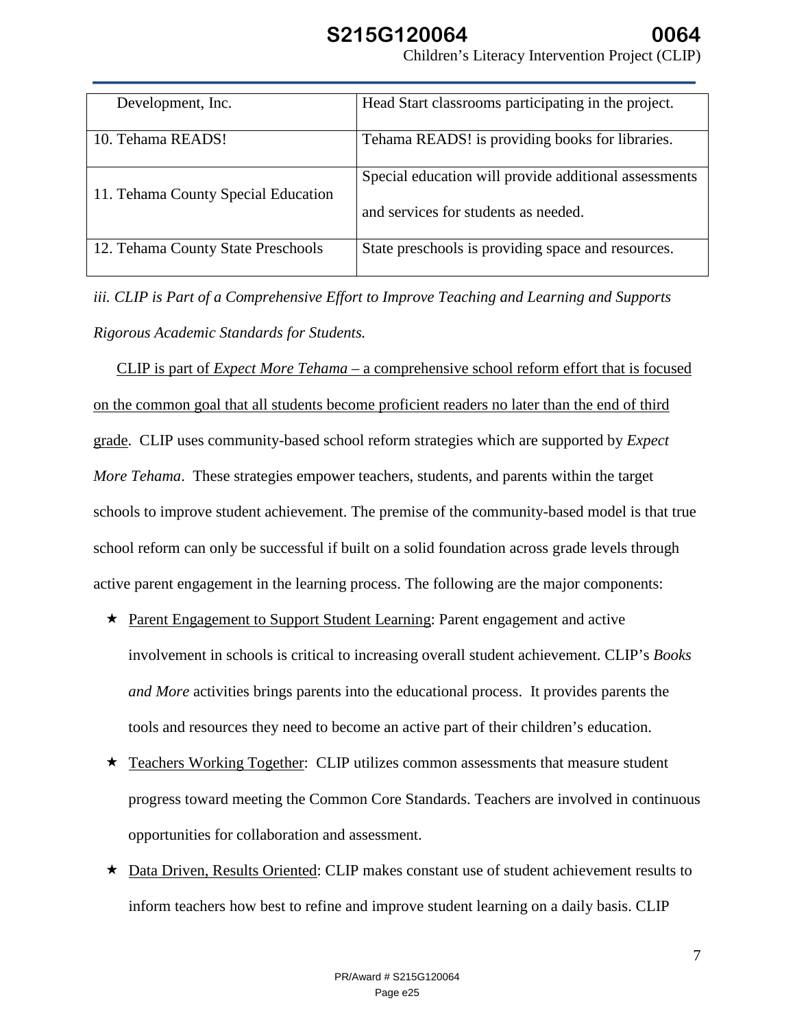| | |
|---|---|
| Development, Inc. | Head Start classrooms participating in the project. |
| 10. Tehama READS! | Tehama READS! is providing books for libraries. |
| 11. Tehama County Special Education | Special education will provide additional assessments and services for students as needed. |
| 12. Tehama County State Preschools | State preschools is providing space and resources. |

*iii. CLIP is Part of a Comprehensive Effort to Improve Teaching and Learning and Supports Rigorous Academic Standards for Students.*

CLIP is part of *Expect More Tehama* – a comprehensive school reform effort that is focused on the common goal that all students become proficient readers no later than the end of third grade. CLIP uses community-based school reform strategies which are supported by *Expect More Tehama*. These strategies empower teachers, students, and parents within the target schools to improve student achievement. The premise of the community-based model is that true school reform can only be successful if built on a solid foundation across grade levels through active parent engagement in the learning process. The following are the major components:

- Parent Engagement to Support Student Learning: Parent engagement and active involvement in schools is critical to increasing overall student achievement. CLIP's *Books and More* activities brings parents into the educational process. It provides parents the tools and resources they need to become an active part of their children's education.
- Teachers Working Together: CLIP utilizes common assessments that measure student progress toward meeting the Common Core Standards. Teachers are involved in continuous opportunities for collaboration and assessment.
- Data Driven, Results Oriented: CLIP makes constant use of student achievement results to inform teachers how best to refine and improve student learning on a daily basis. CLIP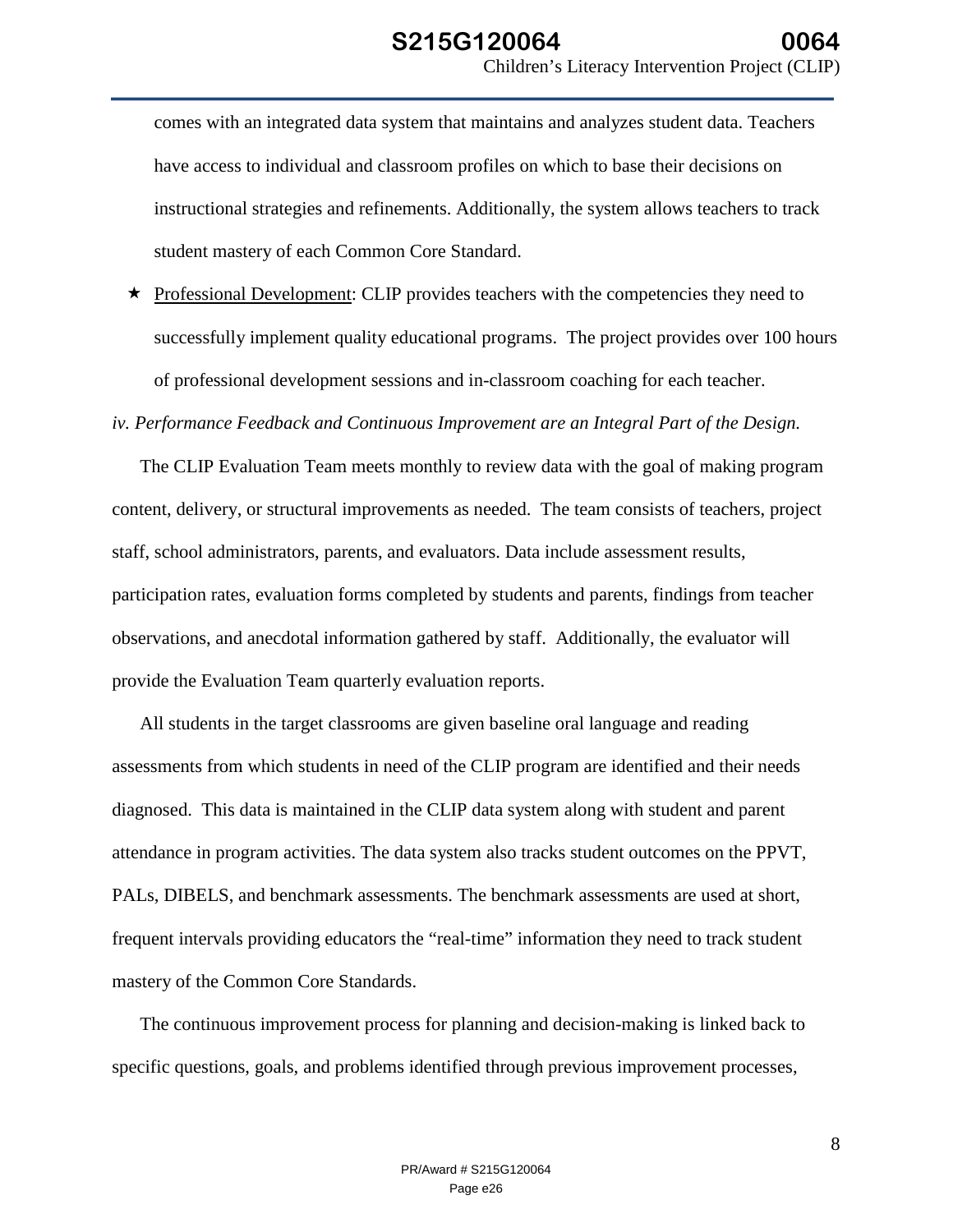comes with an integrated data system that maintains and analyzes student data. Teachers have access to individual and classroom profiles on which to base their decisions on instructional strategies and refinements. Additionally, the system allows teachers to track student mastery of each Common Core Standard.

- ★ Professional Development: CLIP provides teachers with the competencies they need to successfully implement quality educational programs. The project provides over 100 hours of professional development sessions and in-classroom coaching for each teacher.

*iv. Performance Feedback and Continuous Improvement are an Integral Part of the Design.*

The CLIP Evaluation Team meets monthly to review data with the goal of making program content, delivery, or structural improvements as needed. The team consists of teachers, project staff, school administrators, parents, and evaluators. Data include assessment results, participation rates, evaluation forms completed by students and parents, findings from teacher observations, and anecdotal information gathered by staff. Additionally, the evaluator will provide the Evaluation Team quarterly evaluation reports.

All students in the target classrooms are given baseline oral language and reading assessments from which students in need of the CLIP program are identified and their needs diagnosed. This data is maintained in the CLIP data system along with student and parent attendance in program activities. The data system also tracks student outcomes on the PPVT, PALs, DIBELS, and benchmark assessments. The benchmark assessments are used at short, frequent intervals providing educators the "real-time" information they need to track student mastery of the Common Core Standards.

The continuous improvement process for planning and decision-making is linked back to specific questions, goals, and problems identified through previous improvement processes,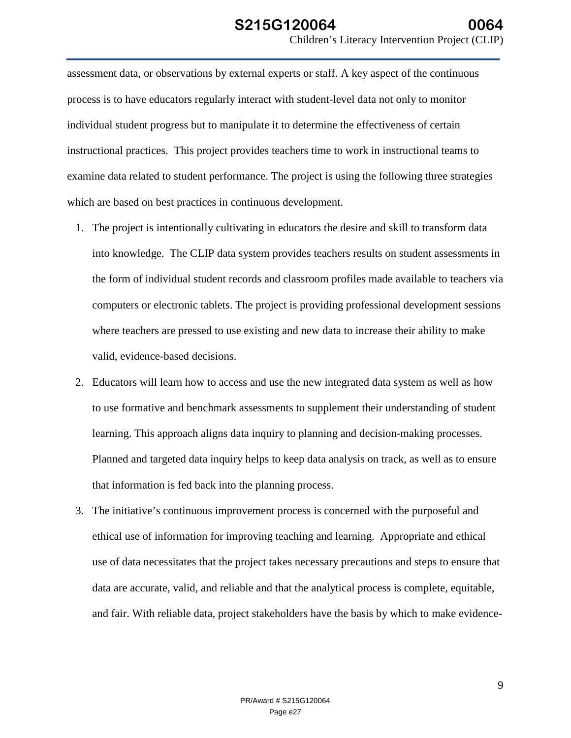assessment data, or observations by external experts or staff. A key aspect of the continuous process is to have educators regularly interact with student-level data not only to monitor individual student progress but to manipulate it to determine the effectiveness of certain instructional practices. This project provides teachers time to work in instructional teams to examine data related to student performance. The project is using the following three strategies which are based on best practices in continuous development.

1. The project is intentionally cultivating in educators the desire and skill to transform data into knowledge. The CLIP data system provides teachers results on student assessments in the form of individual student records and classroom profiles made available to teachers via computers or electronic tablets. The project is providing professional development sessions where teachers are pressed to use existing and new data to increase their ability to make valid, evidence-based decisions.
2. Educators will learn how to access and use the new integrated data system as well as how to use formative and benchmark assessments to supplement their understanding of student learning. This approach aligns data inquiry to planning and decision-making processes. Planned and targeted data inquiry helps to keep data analysis on track, as well as to ensure that information is fed back into the planning process.
3. The initiative's continuous improvement process is concerned with the purposeful and ethical use of information for improving teaching and learning. Appropriate and ethical use of data necessitates that the project takes necessary precautions and steps to ensure that data are accurate, valid, and reliable and that the analytical process is complete, equitable, and fair. With reliable data, project stakeholders have the basis by which to make evidence-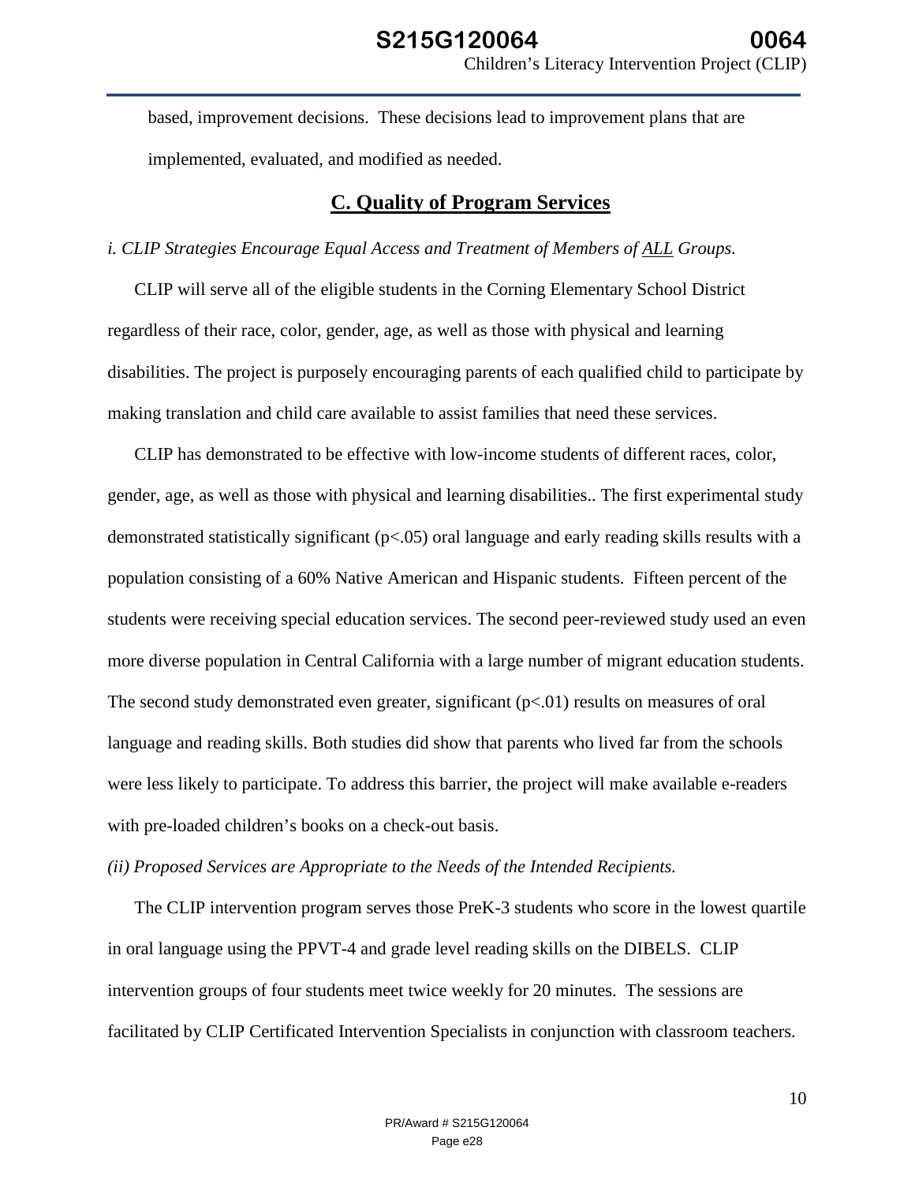based, improvement decisions. These decisions lead to improvement plans that are implemented, evaluated, and modified as needed.

## C. Quality of Program Services

*i. CLIP Strategies Encourage Equal Access and Treatment of Members of ALL Groups.*

CLIP will serve all of the eligible students in the Corning Elementary School District regardless of their race, color, gender, age, as well as those with physical and learning disabilities. The project is purposely encouraging parents of each qualified child to participate by making translation and child care available to assist families that need these services.

CLIP has demonstrated to be effective with low-income students of different races, color, gender, age, as well as those with physical and learning disabilities.. The first experimental study demonstrated statistically significant ($p<.05$) oral language and early reading skills results with a population consisting of a 60% Native American and Hispanic students. Fifteen percent of the students were receiving special education services. The second peer-reviewed study used an even more diverse population in Central California with a large number of migrant education students. The second study demonstrated even greater, significant ($p<.01$) results on measures of oral language and reading skills. Both studies did show that parents who lived far from the schools were less likely to participate. To address this barrier, the project will make available e-readers with pre-loaded children's books on a check-out basis.

*(ii) Proposed Services are Appropriate to the Needs of the Intended Recipients.*

The CLIP intervention program serves those PreK-3 students who score in the lowest quartile in oral language using the PPVT-4 and grade level reading skills on the DIBELS. CLIP intervention groups of four students meet twice weekly for 20 minutes. The sessions are facilitated by CLIP Certificated Intervention Specialists in conjunction with classroom teachers.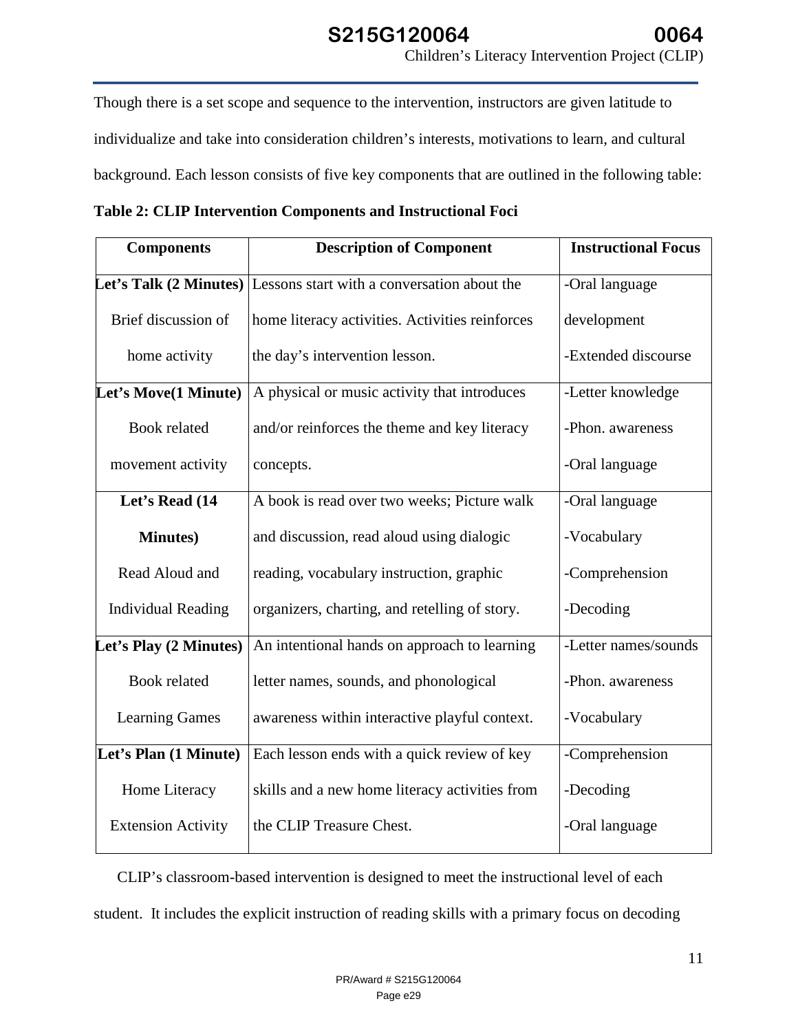Though there is a set scope and sequence to the intervention, instructors are given latitude to individualize and take into consideration children's interests, motivations to learn, and cultural background. Each lesson consists of five key components that are outlined in the following table:

**Table 2: CLIP Intervention Components and Instructional Foci**

| Components | Description of Component | Instructional Focus |
|---|---|---|
| **Let's Talk (2 Minutes)** Brief discussion of home activity | Lessons start with a conversation about the home literacy activities. Activities reinforces the day's intervention lesson. | -Oral language development -Extended discourse |
| **Let's Move(1 Minute)** Book related movement activity | A physical or music activity that introduces and/or reinforces the theme and key literacy concepts. | -Letter knowledge -Phon. awareness -Oral language |
| **Let's Read (14 Minutes)** Read Aloud and Individual Reading | A book is read over two weeks; Picture walk and discussion, read aloud using dialogic reading, vocabulary instruction, graphic organizers, charting, and retelling of story. | -Oral language -Vocabulary -Comprehension -Decoding |
| **Let's Play (2 Minutes)** Book related Learning Games | An intentional hands on approach to learning letter names, sounds, and phonological awareness within interactive playful context. | -Letter names/sounds -Phon. awareness -Vocabulary |
| **Let's Plan (1 Minute)** Home Literacy Extension Activity | Each lesson ends with a quick review of key skills and a new home literacy activities from the CLIP Treasure Chest. | -Comprehension -Decoding -Oral language |

CLIP's classroom-based intervention is designed to meet the instructional level of each student. It includes the explicit instruction of reading skills with a primary focus on decoding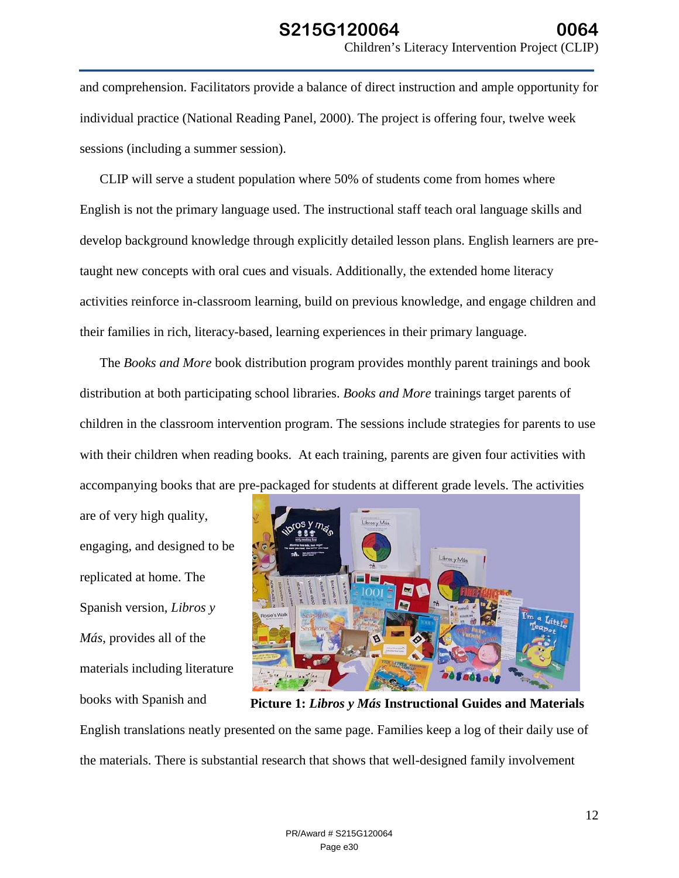and comprehension. Facilitators provide a balance of direct instruction and ample opportunity for individual practice (National Reading Panel, 2000). The project is offering four, twelve week sessions (including a summer session).

CLIP will serve a student population where 50% of students come from homes where English is not the primary language used. The instructional staff teach oral language skills and develop background knowledge through explicitly detailed lesson plans. English learners are pre-taught new concepts with oral cues and visuals. Additionally, the extended home literacy activities reinforce in-classroom learning, build on previous knowledge, and engage children and their families in rich, literacy-based, learning experiences in their primary language.

The *Books and More* book distribution program provides monthly parent trainings and book distribution at both participating school libraries. *Books and More* trainings target parents of children in the classroom intervention program. The sessions include strategies for parents to use with their children when reading books. At each training, parents are given four activities with accompanying books that are pre-packaged for students at different grade levels. The activities are of very high quality, engaging, and designed to be replicated at home. The Spanish version, *Libros y Más*, provides all of the materials including literature books with Spanish and English translations neatly presented on the same page. Families keep a log of their daily use of the materials. There is substantial research that shows that well-designed family involvement

**Picture 1: *Libros y Más* Instructional Guides and Materials**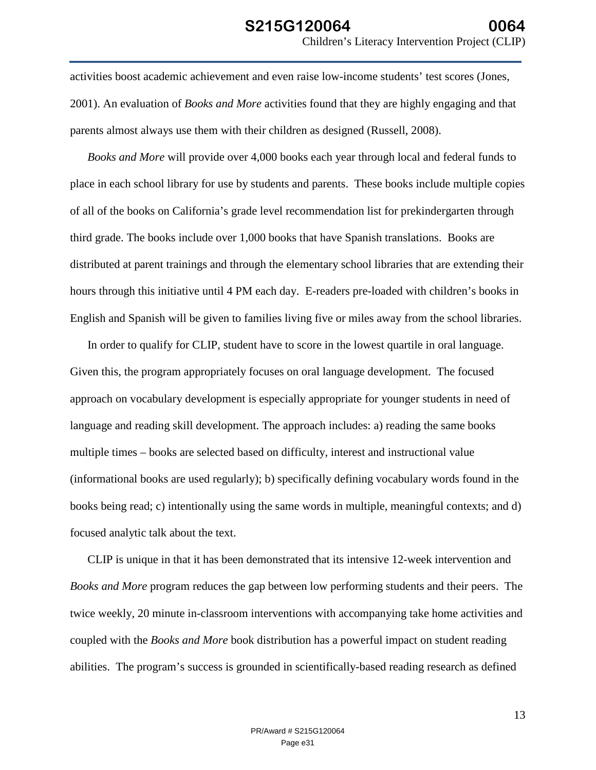activities boost academic achievement and even raise low-income students' test scores (Jones, 2001). An evaluation of *Books and More* activities found that they are highly engaging and that parents almost always use them with their children as designed (Russell, 2008).

*Books and More* will provide over 4,000 books each year through local and federal funds to place in each school library for use by students and parents. These books include multiple copies of all of the books on California's grade level recommendation list for prekindergarten through third grade. The books include over 1,000 books that have Spanish translations. Books are distributed at parent trainings and through the elementary school libraries that are extending their hours through this initiative until 4 PM each day. E-readers pre-loaded with children's books in English and Spanish will be given to families living five or miles away from the school libraries.

In order to qualify for CLIP, student have to score in the lowest quartile in oral language. Given this, the program appropriately focuses on oral language development. The focused approach on vocabulary development is especially appropriate for younger students in need of language and reading skill development. The approach includes: a) reading the same books multiple times – books are selected based on difficulty, interest and instructional value (informational books are used regularly); b) specifically defining vocabulary words found in the books being read; c) intentionally using the same words in multiple, meaningful contexts; and d) focused analytic talk about the text.

CLIP is unique in that it has been demonstrated that its intensive 12-week intervention and *Books and More* program reduces the gap between low performing students and their peers. The twice weekly, 20 minute in-classroom interventions with accompanying take home activities and coupled with the *Books and More* book distribution has a powerful impact on student reading abilities. The program's success is grounded in scientifically-based reading research as defined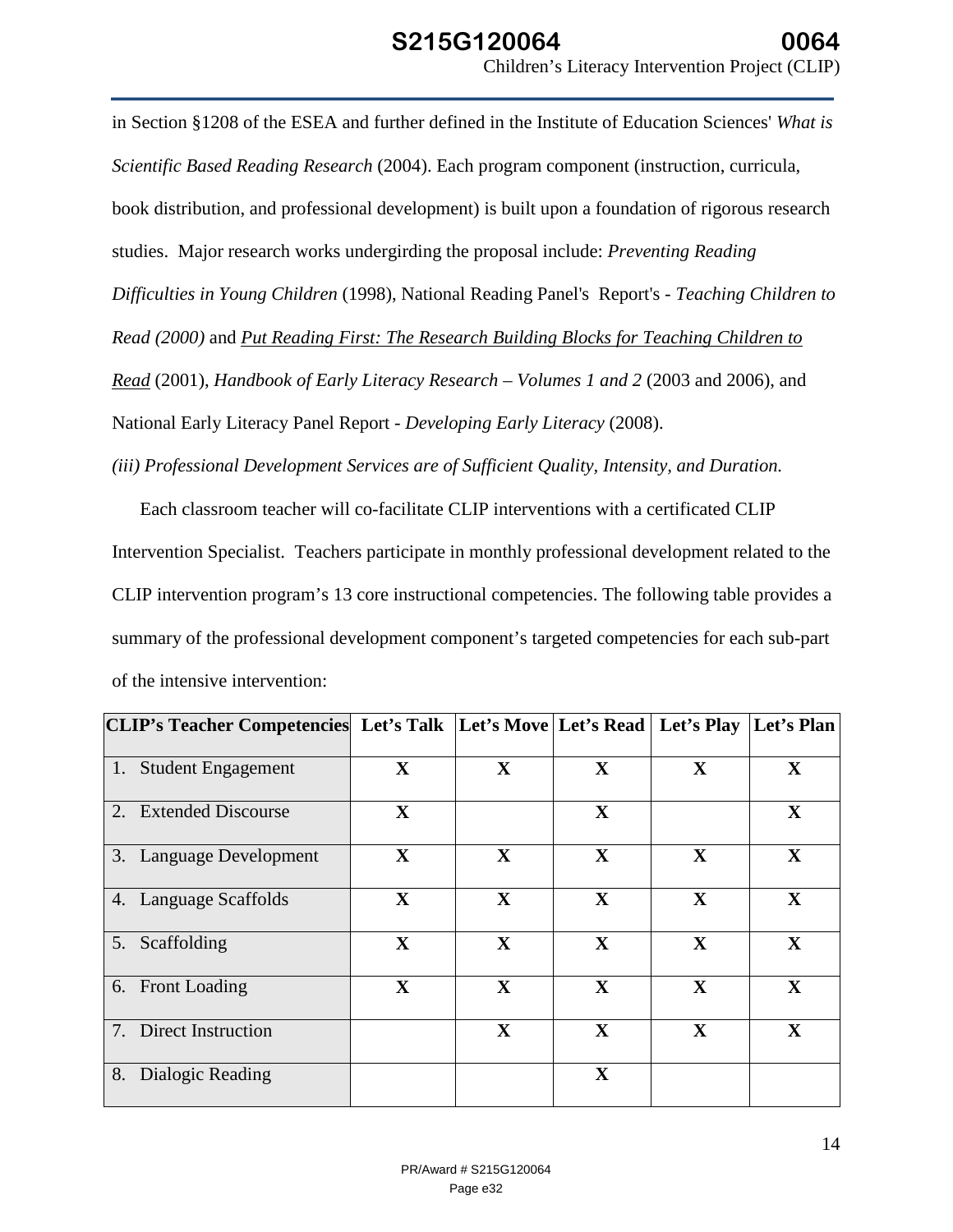in Section §1208 of the ESEA and further defined in the Institute of Education Sciences' *What is Scientific Based Reading Research* (2004). Each program component (instruction, curricula, book distribution, and professional development) is built upon a foundation of rigorous research studies. Major research works undergirding the proposal include: *Preventing Reading Difficulties in Young Children* (1998), National Reading Panel's Report's - *Teaching Children to Read (2000)* and *Put Reading First: The Research Building Blocks for Teaching Children to Read* (2001), *Handbook of Early Literacy Research – Volumes 1 and 2* (2003 and 2006), and National Early Literacy Panel Report - *Developing Early Literacy* (2008).

*(iii) Professional Development Services are of Sufficient Quality, Intensity, and Duration.*

Each classroom teacher will co-facilitate CLIP interventions with a certificated CLIP Intervention Specialist. Teachers participate in monthly professional development related to the CLIP intervention program's 13 core instructional competencies. The following table provides a summary of the professional development component's targeted competencies for each sub-part of the intensive intervention:

| CLIP's Teacher Competencies | Let's Talk | Let's Move | Let's Read | Let's Play | Let's Plan |
|---|---|---|---|---|---|
| 1. Student Engagement | X | X | X | X | X |
| 2. Extended Discourse | X | | X | | X |
| 3. Language Development | X | X | X | X | X |
| 4. Language Scaffolds | X | X | X | X | X |
| 5. Scaffolding | X | X | X | X | X |
| 6. Front Loading | X | X | X | X | X |
| 7. Direct Instruction | | X | X | X | X |
| 8. Dialogic Reading | | | X | | |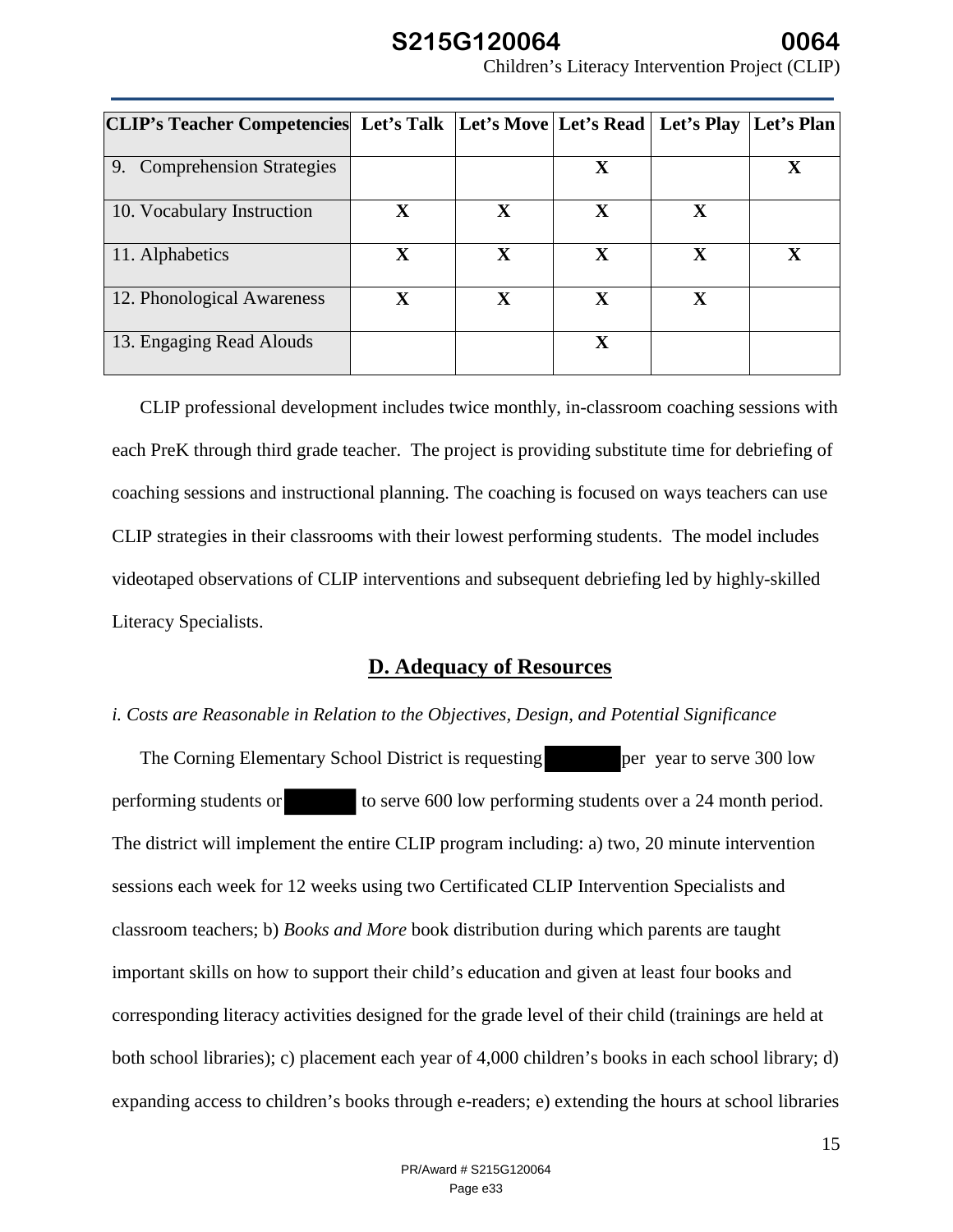| CLIP's Teacher Competencies | Let's Talk | Let's Move | Let's Read | Let's Play | Let's Plan |
|---|---|---|---|---|---|
| 9. Comprehension Strategies | | | X | | X |
| 10. Vocabulary Instruction | X | X | X | X | |
| 11. Alphabetics | X | X | X | X | X |
| 12. Phonological Awareness | X | X | X | X | |
| 13. Engaging Read Alouds | | | X | | |

CLIP professional development includes twice monthly, in-classroom coaching sessions with each PreK through third grade teacher. The project is providing substitute time for debriefing of coaching sessions and instructional planning. The coaching is focused on ways teachers can use CLIP strategies in their classrooms with their lowest performing students. The model includes videotaped observations of CLIP interventions and subsequent debriefing led by highly-skilled Literacy Specialists.

## D. Adequacy of Resources

*i. Costs are Reasonable in Relation to the Objectives, Design, and Potential Significance*

The Corning Elementary School District is requesting [REDACTED] per year to serve 300 low performing students or [REDACTED] to serve 600 low performing students over a 24 month period. The district will implement the entire CLIP program including: a) two, 20 minute intervention sessions each week for 12 weeks using two Certificated CLIP Intervention Specialists and classroom teachers; b) *Books and More* book distribution during which parents are taught important skills on how to support their child's education and given at least four books and corresponding literacy activities designed for the grade level of their child (trainings are held at both school libraries); c) placement each year of 4,000 children's books in each school library; d) expanding access to children's books through e-readers; e) extending the hours at school libraries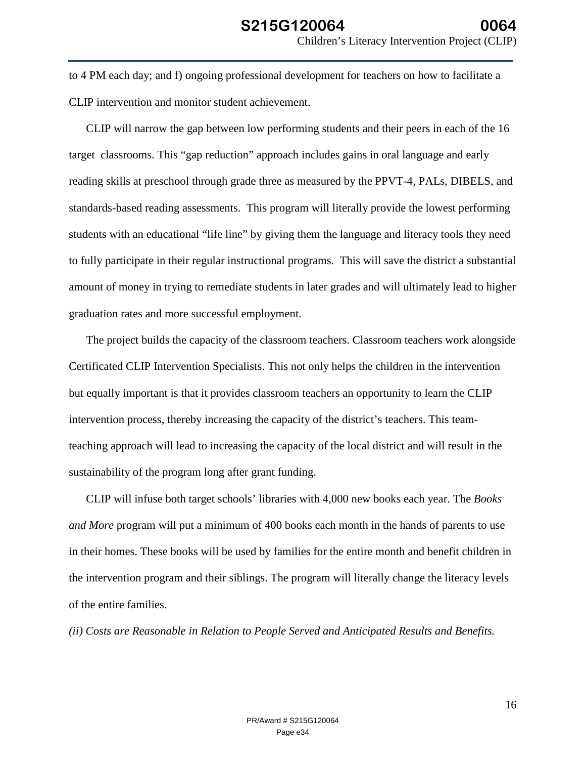to 4 PM each day; and f) ongoing professional development for teachers on how to facilitate a CLIP intervention and monitor student achievement.

CLIP will narrow the gap between low performing students and their peers in each of the 16 target classrooms. This "gap reduction" approach includes gains in oral language and early reading skills at preschool through grade three as measured by the PPVT-4, PALs, DIBELS, and standards-based reading assessments. This program will literally provide the lowest performing students with an educational "life line" by giving them the language and literacy tools they need to fully participate in their regular instructional programs. This will save the district a substantial amount of money in trying to remediate students in later grades and will ultimately lead to higher graduation rates and more successful employment.

The project builds the capacity of the classroom teachers. Classroom teachers work alongside Certificated CLIP Intervention Specialists. This not only helps the children in the intervention but equally important is that it provides classroom teachers an opportunity to learn the CLIP intervention process, thereby increasing the capacity of the district's teachers. This team-teaching approach will lead to increasing the capacity of the local district and will result in the sustainability of the program long after grant funding.

CLIP will infuse both target schools' libraries with 4,000 new books each year. The *Books and More* program will put a minimum of 400 books each month in the hands of parents to use in their homes. These books will be used by families for the entire month and benefit children in the intervention program and their siblings. The program will literally change the literacy levels of the entire families.

*(ii) Costs are Reasonable in Relation to People Served and Anticipated Results and Benefits.*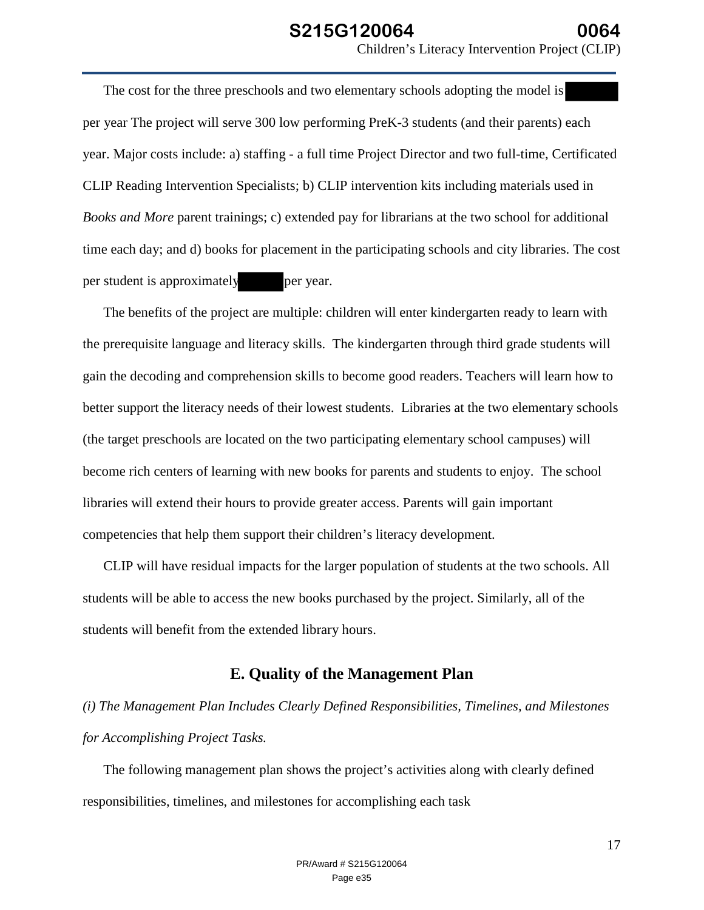The cost for the three preschools and two elementary schools adopting the model is per year The project will serve 300 low performing PreK-3 students (and their parents) each year. Major costs include: a) staffing - a full time Project Director and two full-time, Certificated CLIP Reading Intervention Specialists; b) CLIP intervention kits including materials used in *Books and More* parent trainings; c) extended pay for librarians at the two school for additional time each day; and d) books for placement in the participating schools and city libraries. The cost per student is approximately per year.

The benefits of the project are multiple: children will enter kindergarten ready to learn with the prerequisite language and literacy skills. The kindergarten through third grade students will gain the decoding and comprehension skills to become good readers. Teachers will learn how to better support the literacy needs of their lowest students. Libraries at the two elementary schools (the target preschools are located on the two participating elementary school campuses) will become rich centers of learning with new books for parents and students to enjoy. The school libraries will extend their hours to provide greater access. Parents will gain important competencies that help them support their children's literacy development.

CLIP will have residual impacts for the larger population of students at the two schools. All students will be able to access the new books purchased by the project. Similarly, all of the students will benefit from the extended library hours.

## E. Quality of the Management Plan

*(i) The Management Plan Includes Clearly Defined Responsibilities, Timelines, and Milestones for Accomplishing Project Tasks.*

The following management plan shows the project's activities along with clearly defined responsibilities, timelines, and milestones for accomplishing each task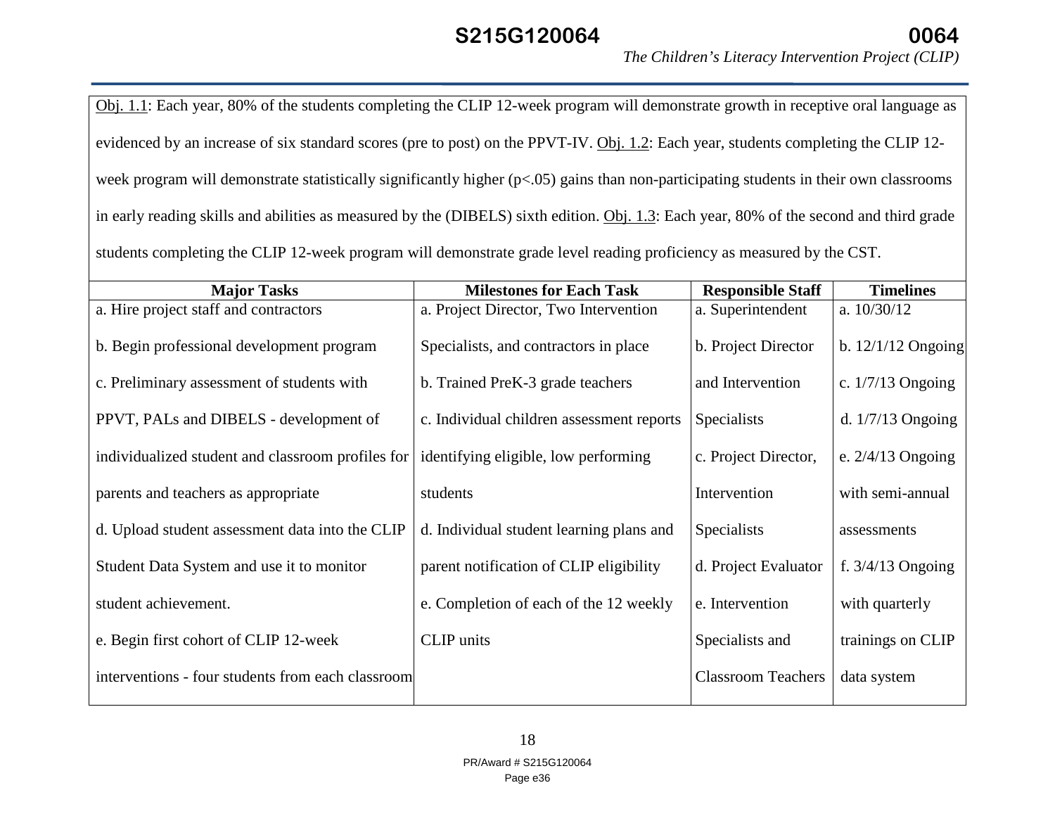<u>Obj. 1.1</u>: Each year, 80% of the students completing the CLIP 12-week program will demonstrate growth in receptive oral language as evidenced by an increase of six standard scores (pre to post) on the PPVT-IV. <u>Obj. 1.2</u>: Each year, students completing the CLIP 12-week program will demonstrate statistically significantly higher ($p<.05$) gains than non-participating students in their own classrooms in early reading skills and abilities as measured by the (DIBELS) sixth edition. <u>Obj. 1.3</u>: Each year, 80% of the second and third grade students completing the CLIP 12-week program will demonstrate grade level reading proficiency as measured by the CST.

| Major Tasks | Milestones for Each Task | Responsible Staff | Timelines |
|---|---|---|---|
| a. Hire project staff and contractors<br><br>b. Begin professional development program<br><br>c. Preliminary assessment of students with PPVT, PALs and DIBELS - development of individualized student and classroom profiles for parents and teachers as appropriate<br><br>d. Upload student assessment data into the CLIP Student Data System and use it to monitor student achievement.<br><br>e. Begin first cohort of CLIP 12-week interventions - four students from each classroom | a. Project Director, Two Intervention Specialists, and contractors in place<br><br>b. Trained PreK-3 grade teachers<br><br>c. Individual children assessment reports identifying eligible, low performing students<br><br>d. Individual student learning plans and parent notification of CLIP eligibility<br><br>e. Completion of each of the 12 weekly CLIP units | a. Superintendent<br><br>b. Project Director and Intervention Specialists<br><br>c. Project Director, Intervention Specialists<br><br>d. Project Evaluator<br><br>e. Intervention Specialists and Classroom Teachers | a. 10/30/12<br><br>b. 12/1/12 Ongoing<br><br>c. 1/7/13 Ongoing<br><br>d. 1/7/13 Ongoing<br><br>e. 2/4/13 Ongoing with semi-annual assessments<br><br>f. 3/4/13 Ongoing with quarterly trainings on CLIP data system |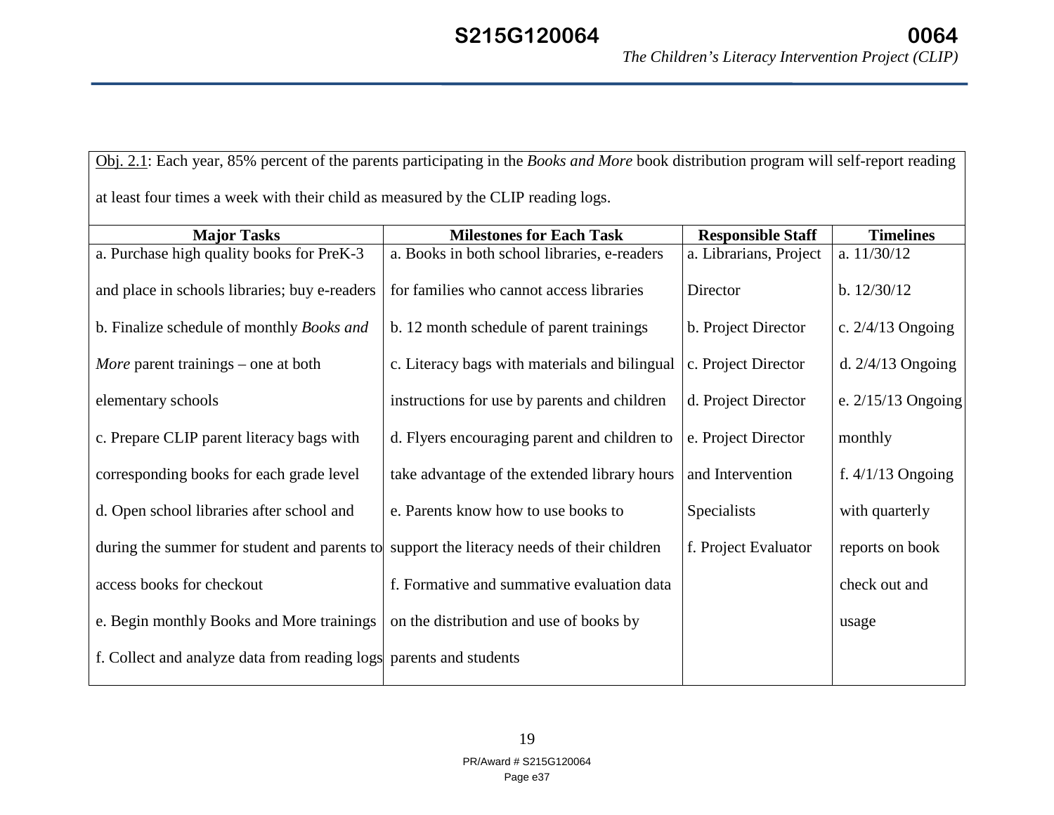Obj. 2.1: Each year, 85% percent of the parents participating in the *Books and More* book distribution program will self-report reading at least four times a week with their child as measured by the CLIP reading logs.

| Major Tasks | Milestones for Each Task | Responsible Staff | Timelines |
|---|---|---|---|
| a. Purchase high quality books for PreK-3 and place in schools libraries; buy e-readers<br>b. Finalize schedule of monthly *Books and More* parent trainings – one at both elementary schools<br>c. Prepare CLIP parent literacy bags with corresponding books for each grade level<br>d. Open school libraries after school and during the summer for student and parents to access books for checkout<br>e. Begin monthly Books and More trainings<br>f. Collect and analyze data from reading logs | a. Books in both school libraries, e-readers for families who cannot access libraries<br>b. 12 month schedule of parent trainings<br>c. Literacy bags with materials and bilingual instructions for use by parents and children<br>d. Flyers encouraging parent and children to take advantage of the extended library hours<br>e. Parents know how to use books to support the literacy needs of their children<br>f. Formative and summative evaluation data on the distribution and use of books by parents and students | a. Librarians, Project Director<br>b. Project Director<br>c. Project Director<br>d. Project Director<br>e. Project Director and Intervention Specialists<br>f. Project Evaluator | a. 11/30/12<br>b. 12/30/12<br>c. 2/4/13 Ongoing<br>d. 2/4/13 Ongoing<br>e. 2/15/13 Ongoing monthly<br>f. 4/1/13 Ongoing with quarterly reports on book check out and usage |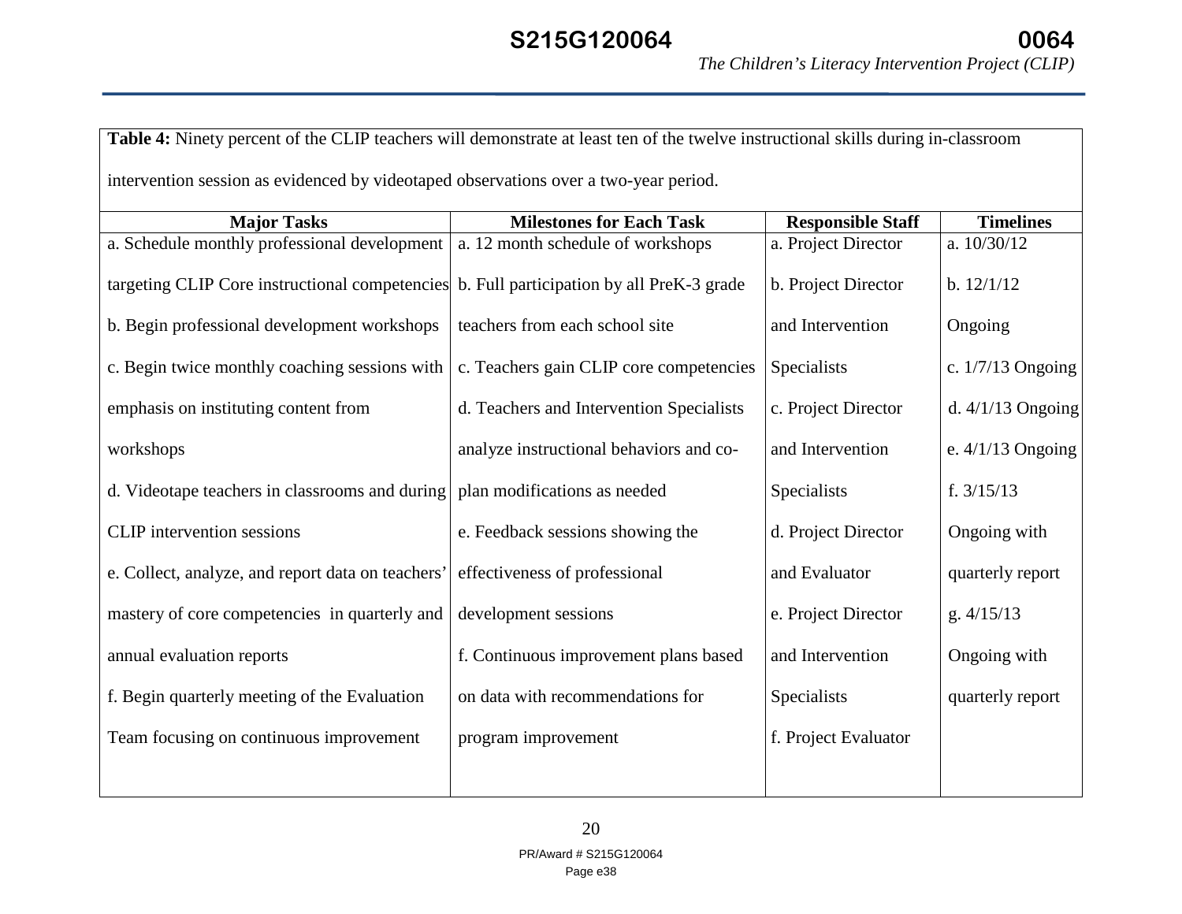**Table 4:** Ninety percent of the CLIP teachers will demonstrate at least ten of the twelve instructional skills during in-classroom intervention session as evidenced by videotaped observations over a two-year period.

| Major Tasks | Milestones for Each Task | Responsible Staff | Timelines |
|---|---|---|---|
| a. Schedule monthly professional development targeting CLIP Core instructional competencies<br>b. Begin professional development workshops<br>c. Begin twice monthly coaching sessions with emphasis on instituting content from workshops<br>d. Videotape teachers in classrooms and during CLIP intervention sessions<br>e. Collect, analyze, and report data on teachers' mastery of core competencies in quarterly and annual evaluation reports<br>f. Begin quarterly meeting of the Evaluation Team focusing on continuous improvement | a. 12 month schedule of workshops<br>b. Full participation by all PreK-3 grade teachers from each school site<br>c. Teachers gain CLIP core competencies<br>d. Teachers and Intervention Specialists analyze instructional behaviors and co-plan modifications as needed<br>e. Feedback sessions showing the effectiveness of professional development sessions<br>f. Continuous improvement plans based on data with recommendations for program improvement | a. Project Director<br>b. Project Director and Intervention Specialists<br>c. Project Director and Intervention Specialists<br>d. Project Director and Evaluator<br>e. Project Director and Intervention Specialists<br>f. Project Evaluator | a. 10/30/12<br>b. 12/1/12 Ongoing<br>c. 1/7/13 Ongoing<br>d. 4/1/13 Ongoing<br>e. 4/1/13 Ongoing<br>f. 3/15/13 Ongoing with quarterly report<br>g. 4/15/13 Ongoing with quarterly report |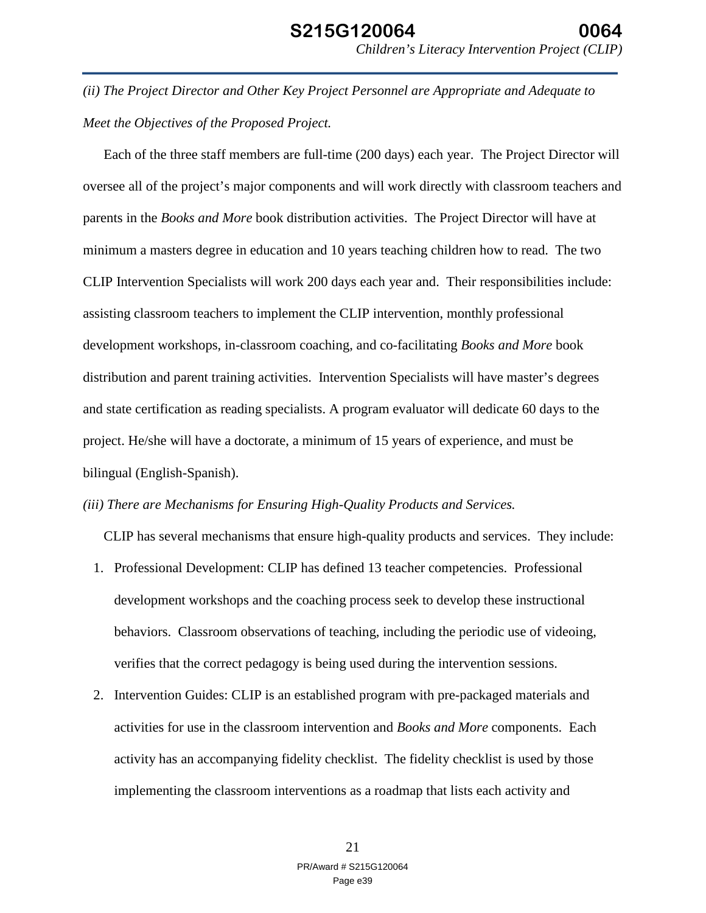*(ii) The Project Director and Other Key Project Personnel are Appropriate and Adequate to Meet the Objectives of the Proposed Project.*

Each of the three staff members are full-time (200 days) each year. The Project Director will oversee all of the project's major components and will work directly with classroom teachers and parents in the *Books and More* book distribution activities. The Project Director will have at minimum a masters degree in education and 10 years teaching children how to read. The two CLIP Intervention Specialists will work 200 days each year and. Their responsibilities include: assisting classroom teachers to implement the CLIP intervention, monthly professional development workshops, in-classroom coaching, and co-facilitating *Books and More* book distribution and parent training activities. Intervention Specialists will have master's degrees and state certification as reading specialists. A program evaluator will dedicate 60 days to the project. He/she will have a doctorate, a minimum of 15 years of experience, and must be bilingual (English-Spanish).

*(iii) There are Mechanisms for Ensuring High-Quality Products and Services.*

CLIP has several mechanisms that ensure high-quality products and services. They include:

1. Professional Development: CLIP has defined 13 teacher competencies. Professional development workshops and the coaching process seek to develop these instructional behaviors. Classroom observations of teaching, including the periodic use of videoing, verifies that the correct pedagogy is being used during the intervention sessions.
2. Intervention Guides: CLIP is an established program with pre-packaged materials and activities for use in the classroom intervention and *Books and More* components. Each activity has an accompanying fidelity checklist. The fidelity checklist is used by those implementing the classroom interventions as a roadmap that lists each activity and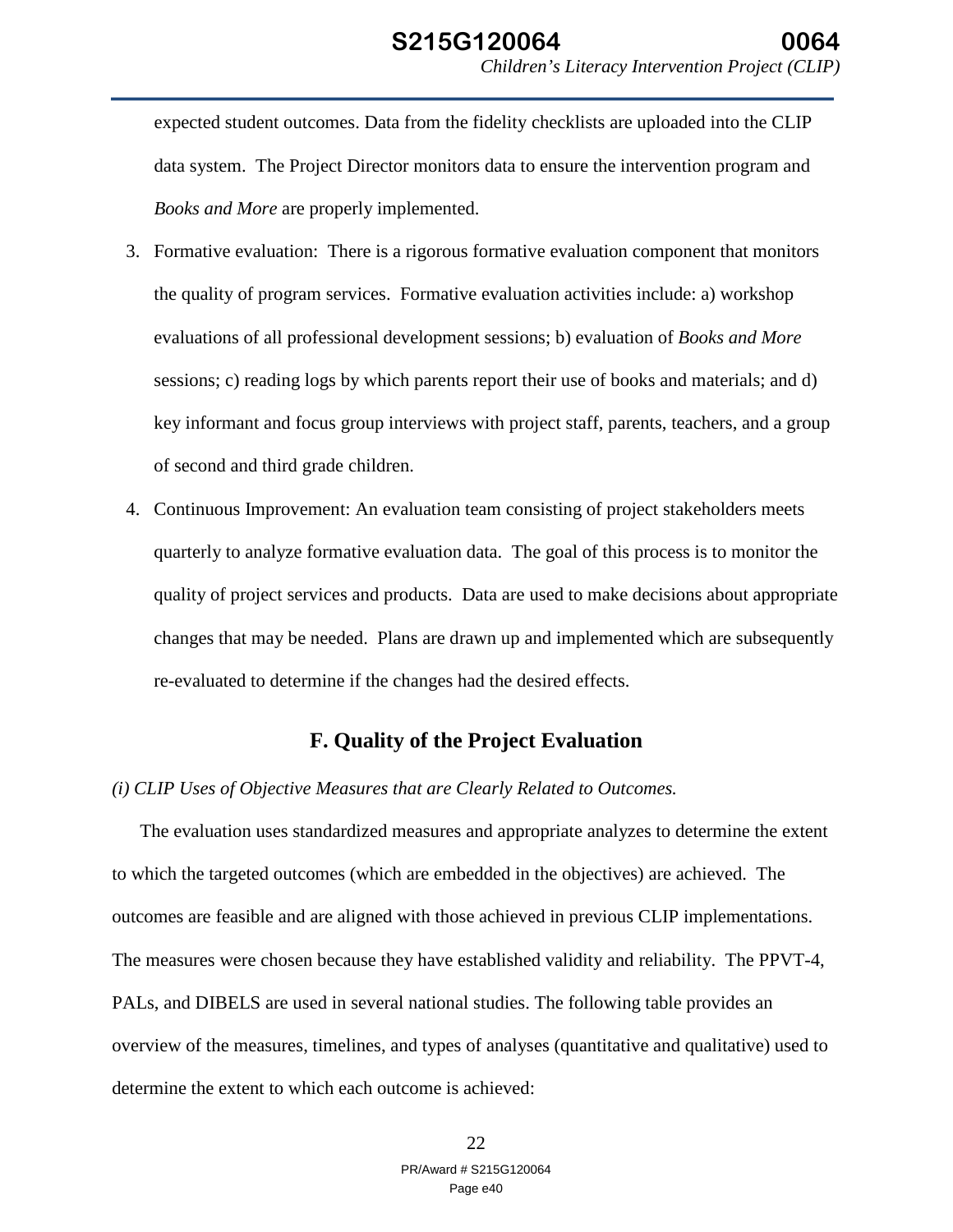expected student outcomes. Data from the fidelity checklists are uploaded into the CLIP data system. The Project Director monitors data to ensure the intervention program and *Books and More* are properly implemented.

3. Formative evaluation: There is a rigorous formative evaluation component that monitors the quality of program services. Formative evaluation activities include: a) workshop evaluations of all professional development sessions; b) evaluation of *Books and More* sessions; c) reading logs by which parents report their use of books and materials; and d) key informant and focus group interviews with project staff, parents, teachers, and a group of second and third grade children.
4. Continuous Improvement: An evaluation team consisting of project stakeholders meets quarterly to analyze formative evaluation data. The goal of this process is to monitor the quality of project services and products. Data are used to make decisions about appropriate changes that may be needed. Plans are drawn up and implemented which are subsequently re-evaluated to determine if the changes had the desired effects.

## F. Quality of the Project Evaluation

*(i) CLIP Uses of Objective Measures that are Clearly Related to Outcomes.*

The evaluation uses standardized measures and appropriate analyzes to determine the extent to which the targeted outcomes (which are embedded in the objectives) are achieved. The outcomes are feasible and are aligned with those achieved in previous CLIP implementations. The measures were chosen because they have established validity and reliability. The PPVT-4, PALs, and DIBELS are used in several national studies. The following table provides an overview of the measures, timelines, and types of analyses (quantitative and qualitative) used to determine the extent to which each outcome is achieved: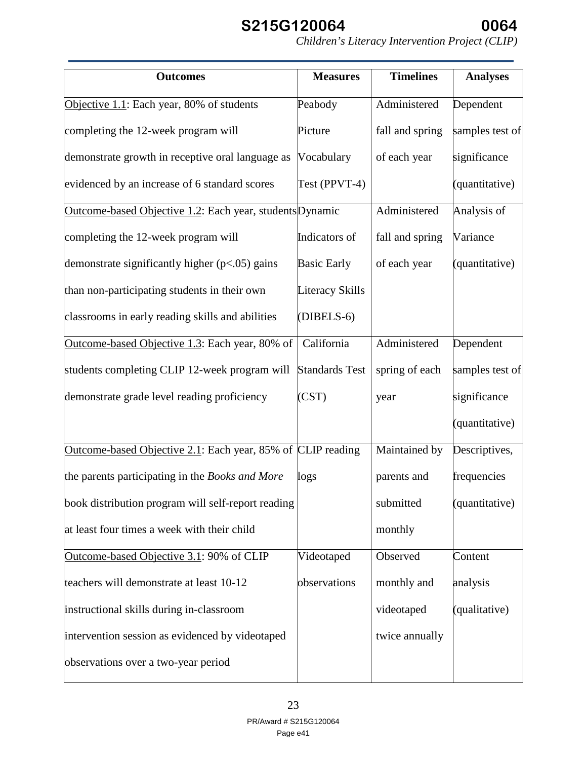| Outcomes | Measures | Timelines | Analyses |
| --- | --- | --- | --- |
| Objective 1.1: Each year, 80% of students completing the 12-week program will demonstrate growth in receptive oral language as evidenced by an increase of 6 standard scores | Peabody Picture Vocabulary Test (PPVT-4) | Administered fall and spring of each year | Dependent samples test of significance (quantitative) |
| Outcome-based Objective 1.2: Each year, students completing the 12-week program will demonstrate significantly higher ($p<.05$) gains than non-participating students in their own classrooms in early reading skills and abilities | Dynamic Indicators of Basic Early Literacy Skills (DIBELS-6) | Administered fall and spring of each year | Analysis of Variance (quantitative) |
| Outcome-based Objective 1.3: Each year, 80% of students completing CLIP 12-week program will demonstrate grade level reading proficiency | California Standards Test (CST) | Administered spring of each year | Dependent samples test of significance (quantitative) |
| Outcome-based Objective 2.1: Each year, 85% of the parents participating in the *Books and More* book distribution program will self-report reading at least four times a week with their child | CLIP reading logs | Maintained by parents and submitted monthly | Descriptives, frequencies (quantitative) |
| Outcome-based Objective 3.1: 90% of CLIP teachers will demonstrate at least 10-12 instructional skills during in-classroom intervention session as evidenced by videotaped observations over a two-year period | Videotaped observations | Observed monthly and videotaped twice annually | Content analysis (qualitative) |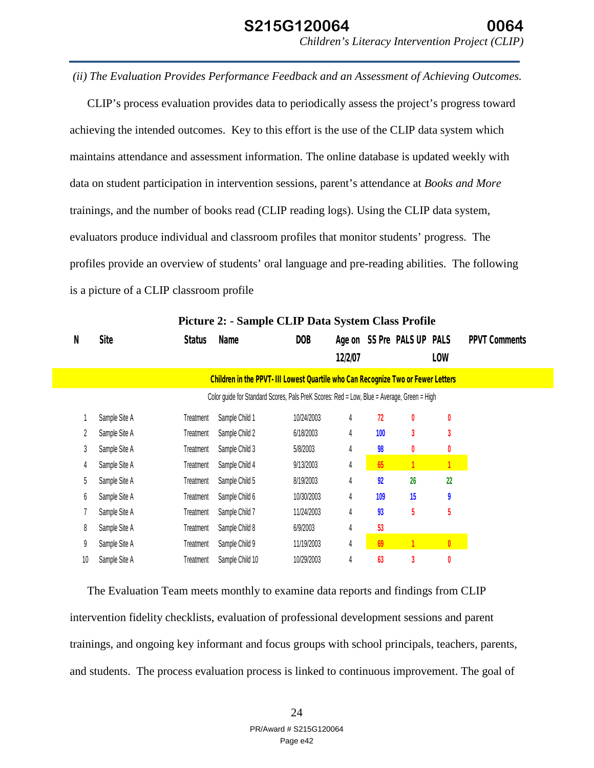*(ii) The Evaluation Provides Performance Feedback and an Assessment of Achieving Outcomes.*

CLIP's process evaluation provides data to periodically assess the project's progress toward achieving the intended outcomes. Key to this effort is the use of the CLIP data system which maintains attendance and assessment information. The online database is updated weekly with data on student participation in intervention sessions, parent's attendance at *Books and More* trainings, and the number of books read (CLIP reading logs). Using the CLIP data system, evaluators produce individual and classroom profiles that monitor students' progress. The profiles provide an overview of students' oral language and pre-reading abilities. The following is a picture of a CLIP classroom profile

**Picture 2: - Sample CLIP Data System Class Profile**

| N | Site | Status | Name | DOB | Age on 12/2/07 | SS Pre | PALS UP | PALS LOW | PPVT Comments |
|---|---|---|---|---|---|---|---|---|---|
| | | | **Children in the PPVT- III Lowest Quartile who Can Recognize Two or Fewer Letters** | | | | | | |
| | | | Color guide for Standard Scores, Pals PreK Scores: Red = Low, Blue = Average, Green = High | | | | | | |
| 1 | Sample Site A | Treatment | Sample Child 1 | 10/24/2003 | 4 | 72 | 0 | 0 | |
| 2 | Sample Site A | Treatment | Sample Child 2 | 6/18/2003 | 4 | 100 | 3 | 3 | |
| 3 | Sample Site A | Treatment | Sample Child 3 | 5/8/2003 | 4 | 98 | 0 | 0 | |
| 4 | Sample Site A | Treatment | Sample Child 4 | 9/13/2003 | 4 | 65 | 1 | 1 | |
| 5 | Sample Site A | Treatment | Sample Child 5 | 8/19/2003 | 4 | 92 | 26 | 22 | |
| 6 | Sample Site A | Treatment | Sample Child 6 | 10/30/2003 | 4 | 109 | 15 | 9 | |
| 7 | Sample Site A | Treatment | Sample Child 7 | 11/24/2003 | 4 | 93 | 5 | 5 | |
| 8 | Sample Site A | Treatment | Sample Child 8 | 6/9/2003 | 4 | 53 | | | |
| 9 | Sample Site A | Treatment | Sample Child 9 | 11/19/2003 | 4 | 69 | 1 | 0 | |
| 10 | Sample Site A | Treatment | Sample Child 10 | 10/29/2003 | 4 | 63 | 3 | 0 | |

The Evaluation Team meets monthly to examine data reports and findings from CLIP intervention fidelity checklists, evaluation of professional development sessions and parent trainings, and ongoing key informant and focus groups with school principals, teachers, parents, and students. The process evaluation process is linked to continuous improvement. The goal of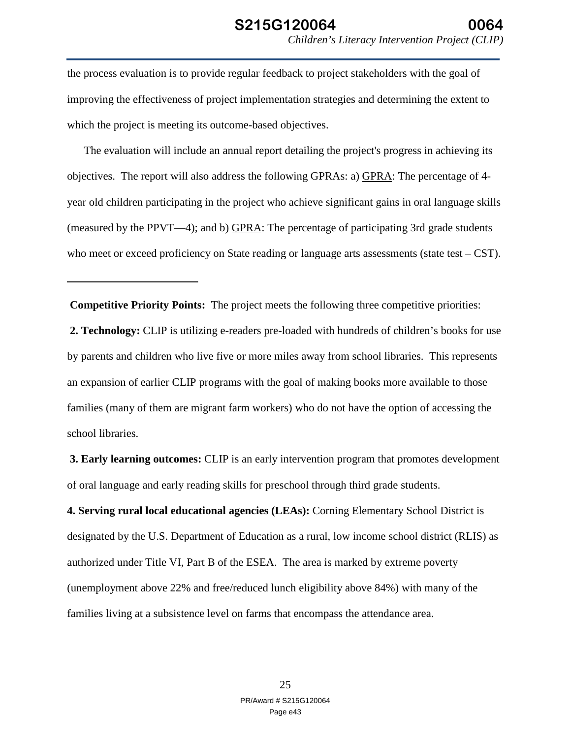the process evaluation is to provide regular feedback to project stakeholders with the goal of improving the effectiveness of project implementation strategies and determining the extent to which the project is meeting its outcome-based objectives.

The evaluation will include an annual report detailing the project's progress in achieving its objectives. The report will also address the following GPRAs: a) GPRA: The percentage of 4-year old children participating in the project who achieve significant gains in oral language skills (measured by the PPVT—4); and b) GPRA: The percentage of participating 3rd grade students who meet or exceed proficiency on State reading or language arts assessments (state test – CST).

---

**Competitive Priority Points:** The project meets the following three competitive priorities:

**2. Technology:** CLIP is utilizing e-readers pre-loaded with hundreds of children's books for use by parents and children who live five or more miles away from school libraries. This represents an expansion of earlier CLIP programs with the goal of making books more available to those families (many of them are migrant farm workers) who do not have the option of accessing the school libraries.

**3. Early learning outcomes:** CLIP is an early intervention program that promotes development of oral language and early reading skills for preschool through third grade students.

**4. Serving rural local educational agencies (LEAs):** Corning Elementary School District is designated by the U.S. Department of Education as a rural, low income school district (RLIS) as authorized under Title VI, Part B of the ESEA. The area is marked by extreme poverty (unemployment above 22% and free/reduced lunch eligibility above 84%) with many of the families living at a subsistence level on farms that encompass the attendance area.